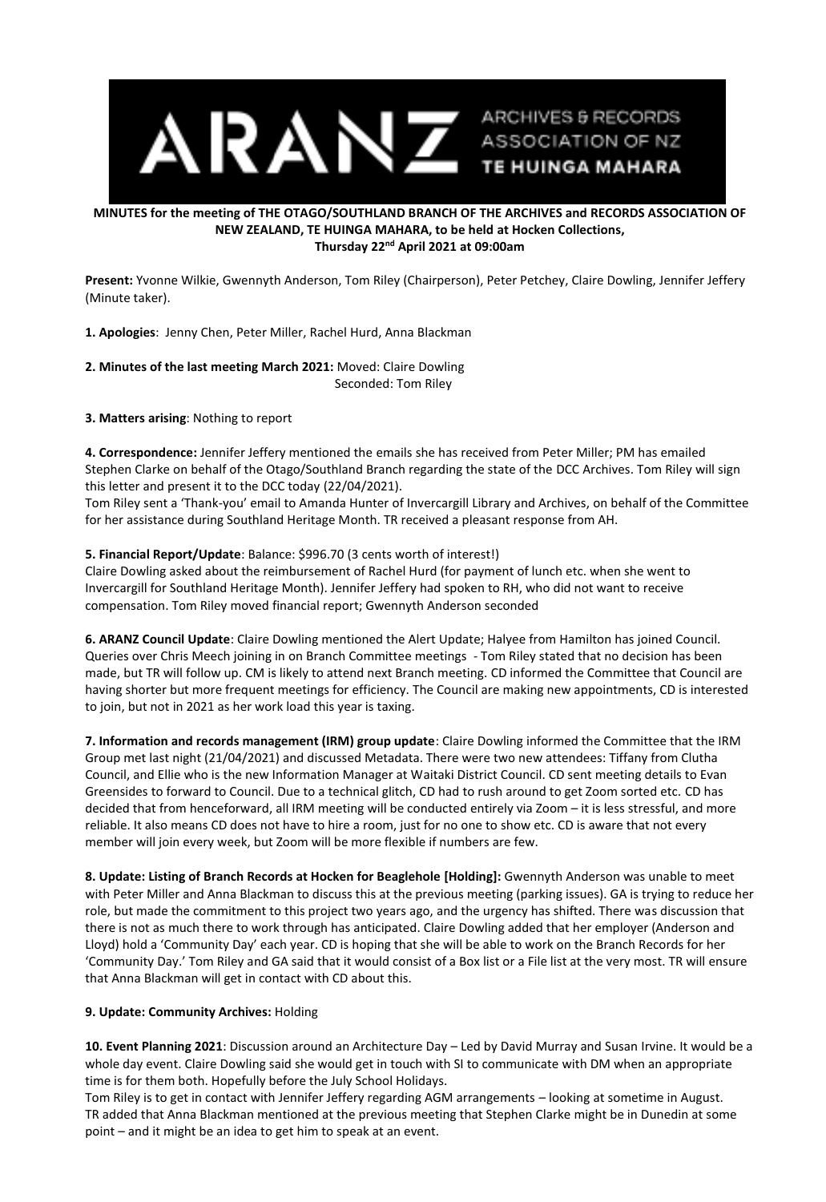ARANZ ARCHIVES & RECORDS ASSOCIATION OF NZ TE HUINGA MAHARA

**MINUTES for the meeting of THE OTAGO/SOUTHLAND BRANCH OF THE ARCHIVES and RECORDS ASSOCIATION OF NEW ZEALAND, TE HUINGA MAHARA, to be held at Hocken Collections, Thursday 22nd April 2021 at 09:00am**

**Present:** Yvonne Wilkie, Gwennyth Anderson, Tom Riley (Chairperson), Peter Petchey, Claire Dowling, Jennifer Jeffery (Minute taker).

**1. Apologies**: Jenny Chen, Peter Miller, Rachel Hurd, Anna Blackman

**2. Minutes of the last meeting March 2021:** Moved: Claire Dowling
Seconded: Tom Riley

**3. Matters arising**: Nothing to report

**4. Correspondence:** Jennifer Jeffery mentioned the emails she has received from Peter Miller; PM has emailed Stephen Clarke on behalf of the Otago/Southland Branch regarding the state of the DCC Archives. Tom Riley will sign this letter and present it to the DCC today (22/04/2021).
Tom Riley sent a 'Thank-you' email to Amanda Hunter of Invercargill Library and Archives, on behalf of the Committee for her assistance during Southland Heritage Month. TR received a pleasant response from AH.

**5. Financial Report/Update**: Balance: $996.70 (3 cents worth of interest!)
Claire Dowling asked about the reimbursement of Rachel Hurd (for payment of lunch etc. when she went to Invercargill for Southland Heritage Month). Jennifer Jeffery had spoken to RH, who did not want to receive compensation. Tom Riley moved financial report; Gwennyth Anderson seconded

**6. ARANZ Council Update**: Claire Dowling mentioned the Alert Update; Halyee from Hamilton has joined Council. Queries over Chris Meech joining in on Branch Committee meetings - Tom Riley stated that no decision has been made, but TR will follow up. CM is likely to attend next Branch meeting. CD informed the Committee that Council are having shorter but more frequent meetings for efficiency. The Council are making new appointments, CD is interested to join, but not in 2021 as her work load this year is taxing.

**7. Information and records management (IRM) group update**: Claire Dowling informed the Committee that the IRM Group met last night (21/04/2021) and discussed Metadata. There were two new attendees: Tiffany from Clutha Council, and Ellie who is the new Information Manager at Waitaki District Council. CD sent meeting details to Evan Greensides to forward to Council. Due to a technical glitch, CD had to rush around to get Zoom sorted etc. CD has decided that from henceforward, all IRM meeting will be conducted entirely via Zoom – it is less stressful, and more reliable. It also means CD does not have to hire a room, just for no one to show etc. CD is aware that not every member will join every week, but Zoom will be more flexible if numbers are few.

**8. Update: Listing of Branch Records at Hocken for Beaglehole [Holding]:** Gwennyth Anderson was unable to meet with Peter Miller and Anna Blackman to discuss this at the previous meeting (parking issues). GA is trying to reduce her role, but made the commitment to this project two years ago, and the urgency has shifted. There was discussion that there is not as much there to work through has anticipated. Claire Dowling added that her employer (Anderson and Lloyd) hold a 'Community Day' each year. CD is hoping that she will be able to work on the Branch Records for her 'Community Day.' Tom Riley and GA said that it would consist of a Box list or a File list at the very most. TR will ensure that Anna Blackman will get in contact with CD about this.

**9. Update: Community Archives:** Holding

**10. Event Planning 2021**: Discussion around an Architecture Day – Led by David Murray and Susan Irvine. It would be a whole day event. Claire Dowling said she would get in touch with SI to communicate with DM when an appropriate time is for them both. Hopefully before the July School Holidays.
Tom Riley is to get in contact with Jennifer Jeffery regarding AGM arrangements – looking at sometime in August.
TR added that Anna Blackman mentioned at the previous meeting that Stephen Clarke might be in Dunedin at some point – and it might be an idea to get him to speak at an event.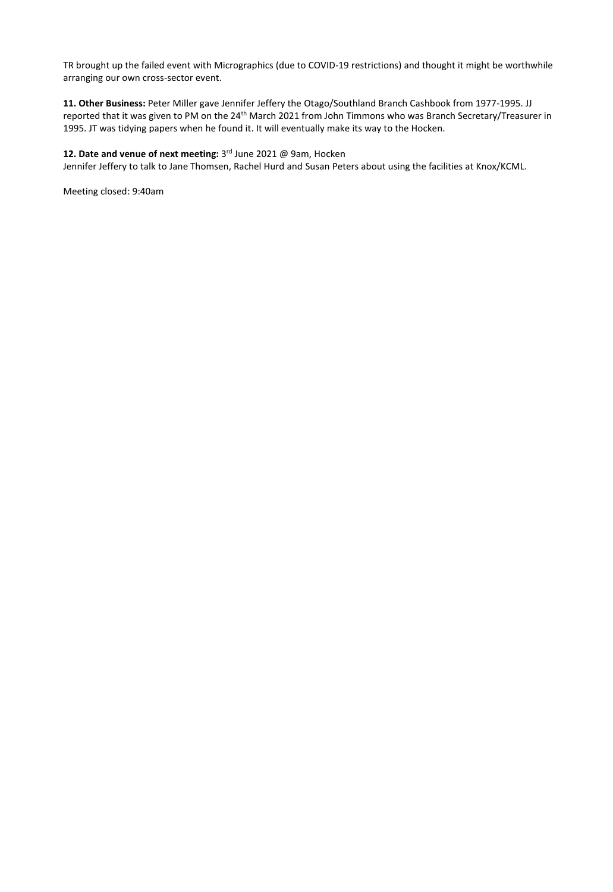TR brought up the failed event with Micrographics (due to COVID-19 restrictions) and thought it might be worthwhile arranging our own cross-sector event.

**11. Other Business:** Peter Miller gave Jennifer Jeffery the Otago/Southland Branch Cashbook from 1977-1995. JJ reported that it was given to PM on the 24th March 2021 from John Timmons who was Branch Secretary/Treasurer in 1995. JT was tidying papers when he found it. It will eventually make its way to the Hocken.

**12. Date and venue of next meeting:** 3rd June 2021 @ 9am, Hocken
Jennifer Jeffery to talk to Jane Thomsen, Rachel Hurd and Susan Peters about using the facilities at Knox/KCML.

Meeting closed: 9:40am